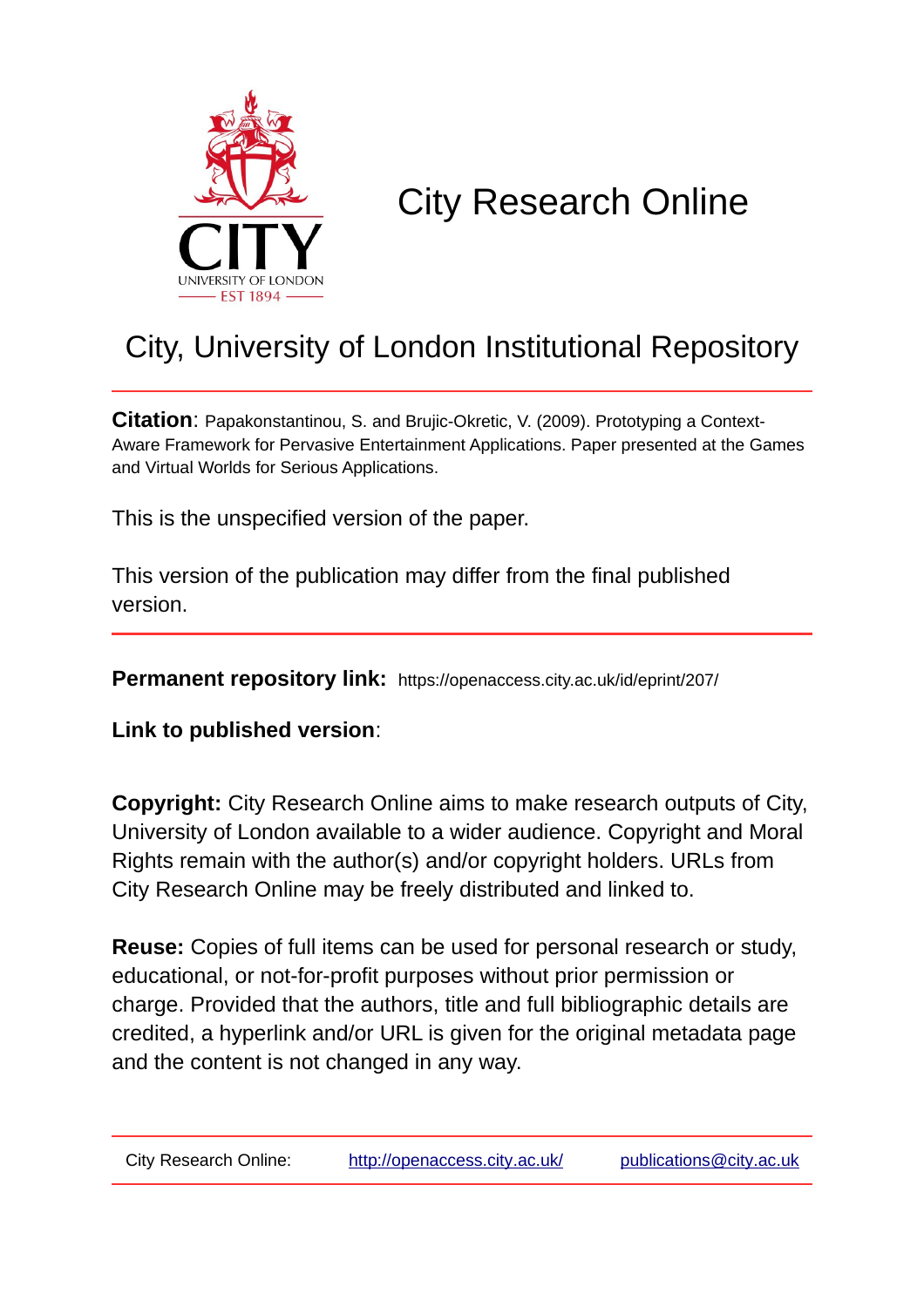# City Research Online

## City, University of London Institutional Repository

**Citation**: Papakonstantinou, S. and Brujic-Okretic, V. (2009). Prototyping a Context-Aware Framework for Pervasive Entertainment Applications. Paper presented at the Games and Virtual Worlds for Serious Applications.

This is the unspecified version of the paper.

This version of the publication may differ from the final published version.

---

**Permanent repository link:** https://openaccess.city.ac.uk/id/eprint/207/

**Link to published version**:

**Copyright:** City Research Online aims to make research outputs of City, University of London available to a wider audience. Copyright and Moral Rights remain with the author(s) and/or copyright holders. URLs from City Research Online may be freely distributed and linked to.

**Reuse:** Copies of full items can be used for personal research or study, educational, or not-for-profit purposes without prior permission or charge. Provided that the authors, title and full bibliographic details are credited, a hyperlink and/or URL is given for the original metadata page and the content is not changed in any way.

---

City Research Online: http://openaccess.city.ac.uk/ publications@city.ac.uk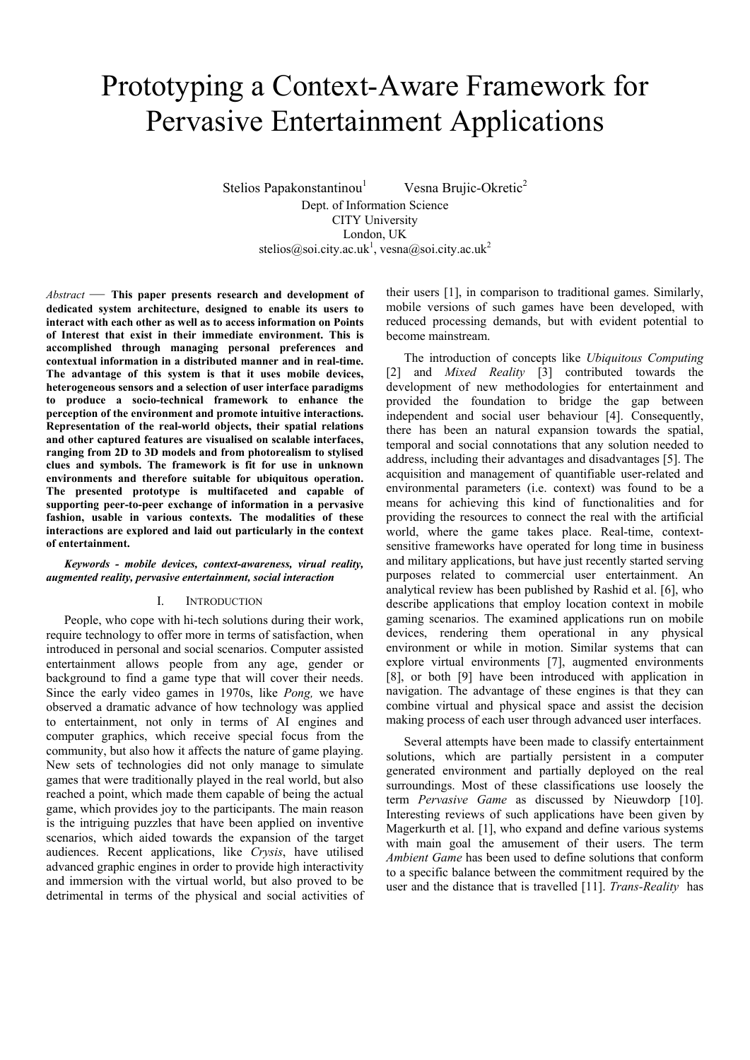# Prototyping a Context-Aware Framework for Pervasive Entertainment Applications

Stelios Papakonstantinou[1] Vesna Brujic-Okretic[2]

Dept. of Information Science
CITY University
London, UK
stelios@soi.city.ac.uk[1], vesna@soi.city.ac.uk[2]

*Abstract* — **This paper presents research and development of dedicated system architecture, designed to enable its users to interact with each other as well as to access information on Points of Interest that exist in their immediate environment. This is accomplished through managing personal preferences and contextual information in a distributed manner and in real-time. The advantage of this system is that it uses mobile devices, heterogeneous sensors and a selection of user interface paradigms to produce a socio-technical framework to enhance the perception of the environment and promote intuitive interactions. Representation of the real-world objects, their spatial relations and other captured features are visualised on scalable interfaces, ranging from 2D to 3D models and from photorealism to stylised clues and symbols. The framework is fit for use in unknown environments and therefore suitable for ubiquitous operation. The presented prototype is multifaceted and capable of supporting peer-to-peer exchange of information in a pervasive fashion, usable in various contexts. The modalities of these interactions are explored and laid out particularly in the context of entertainment.**

***Keywords - mobile devices, context-awareness, virual reality, augmented reality, pervasive entertainment, social interaction***

## I. Introduction

People, who cope with hi-tech solutions during their work, require technology to offer more in terms of satisfaction, when introduced in personal and social scenarios. Computer assisted entertainment allows people from any age, gender or background to find a game type that will cover their needs. Since the early video games in 1970s, like *Pong,* we have observed a dramatic advance of how technology was applied to entertainment, not only in terms of AI engines and computer graphics, which receive special focus from the community, but also how it affects the nature of game playing. New sets of technologies did not only manage to simulate games that were traditionally played in the real world, but also reached a point, which made them capable of being the actual game, which provides joy to the participants. The main reason is the intriguing puzzles that have been applied on inventive scenarios, which aided towards the expansion of the target audiences. Recent applications, like *Crysis*, have utilised advanced graphic engines in order to provide high interactivity and immersion with the virtual world, but also proved to be detrimental in terms of the physical and social activities of their users [1], in comparison to traditional games. Similarly, mobile versions of such games have been developed, with reduced processing demands, but with evident potential to become mainstream.

The introduction of concepts like *Ubiquitous Computing* [2] and *Mixed Reality* [3] contributed towards the development of new methodologies for entertainment and provided the foundation to bridge the gap between independent and social user behaviour [4]. Consequently, there has been an natural expansion towards the spatial, temporal and social connotations that any solution needed to address, including their advantages and disadvantages [5]. The acquisition and management of quantifiable user-related and environmental parameters (i.e. context) was found to be a means for achieving this kind of functionalities and for providing the resources to connect the real with the artificial world, where the game takes place. Real-time, context-sensitive frameworks have operated for long time in business and military applications, but have just recently started serving purposes related to commercial user entertainment. An analytical review has been published by Rashid et al. [6], who describe applications that employ location context in mobile gaming scenarios. The examined applications run on mobile devices, rendering them operational in any physical environment or while in motion. Similar systems that can explore virtual environments [7], augmented environments [8], or both [9] have been introduced with application in navigation. The advantage of these engines is that they can combine virtual and physical space and assist the decision making process of each user through advanced user interfaces.

Several attempts have been made to classify entertainment solutions, which are partially persistent in a computer generated environment and partially deployed on the real surroundings. Most of these classifications use loosely the term *Pervasive Game* as discussed by Nieuwdorp [10]. Interesting reviews of such applications have been given by Magerkurth et al. [1], who expand and define various systems with main goal the amusement of their users. The term *Ambient Game* has been used to define solutions that conform to a specific balance between the commitment required by the user and the distance that is travelled [11]. *Trans-Reality* has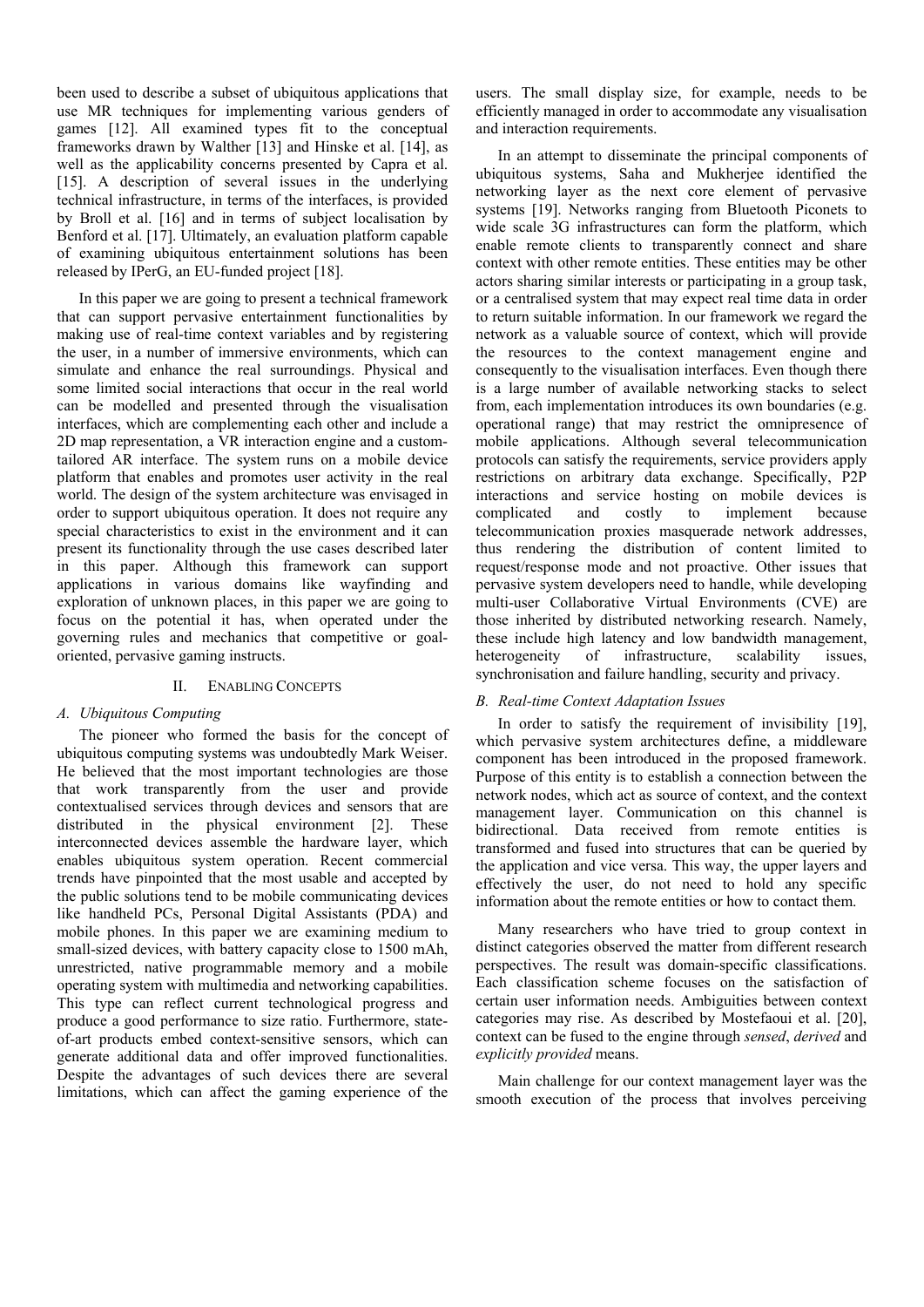been used to describe a subset of ubiquitous applications that use MR techniques for implementing various genders of games [12]. All examined types fit to the conceptual frameworks drawn by Walther [13] and Hinske et al. [14], as well as the applicability concerns presented by Capra et al. [15]. A description of several issues in the underlying technical infrastructure, in terms of the interfaces, is provided by Broll et al. [16] and in terms of subject localisation by Benford et al. [17]. Ultimately, an evaluation platform capable of examining ubiquitous entertainment solutions has been released by IPerG, an EU-funded project [18].

In this paper we are going to present a technical framework that can support pervasive entertainment functionalities by making use of real-time context variables and by registering the user, in a number of immersive environments, which can simulate and enhance the real surroundings. Physical and some limited social interactions that occur in the real world can be modelled and presented through the visualisation interfaces, which are complementing each other and include a 2D map representation, a VR interaction engine and a custom-tailored AR interface. The system runs on a mobile device platform that enables and promotes user activity in the real world. The design of the system architecture was envisaged in order to support ubiquitous operation. It does not require any special characteristics to exist in the environment and it can present its functionality through the use cases described later in this paper. Although this framework can support applications in various domains like wayfinding and exploration of unknown places, in this paper we are going to focus on the potential it has, when operated under the governing rules and mechanics that competitive or goal-oriented, pervasive gaming instructs.

## II. Enabling Concepts

### A. Ubiquitous Computing

The pioneer who formed the basis for the concept of ubiquitous computing systems was undoubtedly Mark Weiser. He believed that the most important technologies are those that work transparently from the user and provide contextualised services through devices and sensors that are distributed in the physical environment [2]. These interconnected devices assemble the hardware layer, which enables ubiquitous system operation. Recent commercial trends have pinpointed that the most usable and accepted by the public solutions tend to be mobile communicating devices like handheld PCs, Personal Digital Assistants (PDA) and mobile phones. In this paper we are examining medium to small-sized devices, with battery capacity close to 1500 mAh, unrestricted, native programmable memory and a mobile operating system with multimedia and networking capabilities. This type can reflect current technological progress and produce a good performance to size ratio. Furthermore, state-of-art products embed context-sensitive sensors, which can generate additional data and offer improved functionalities. Despite the advantages of such devices there are several limitations, which can affect the gaming experience of the users. The small display size, for example, needs to be efficiently managed in order to accommodate any visualisation and interaction requirements.

In an attempt to disseminate the principal components of ubiquitous systems, Saha and Mukherjee identified the networking layer as the next core element of pervasive systems [19]. Networks ranging from Bluetooth Piconets to wide scale 3G infrastructures can form the platform, which enable remote clients to transparently connect and share context with other remote entities. These entities may be other actors sharing similar interests or participating in a group task, or a centralised system that may expect real time data in order to return suitable information. In our framework we regard the network as a valuable source of context, which will provide the resources to the context management engine and consequently to the visualisation interfaces. Even though there is a large number of available networking stacks to select from, each implementation introduces its own boundaries (e.g. operational range) that may restrict the omnipresence of mobile applications. Although several telecommunication protocols can satisfy the requirements, service providers apply restrictions on arbitrary data exchange. Specifically, P2P interactions and service hosting on mobile devices is complicated and costly to implement because telecommunication proxies masquerade network addresses, thus rendering the distribution of content limited to request/response mode and not proactive. Other issues that pervasive system developers need to handle, while developing multi-user Collaborative Virtual Environments (CVE) are those inherited by distributed networking research. Namely, these include high latency and low bandwidth management, heterogeneity of infrastructure, scalability issues, synchronisation and failure handling, security and privacy.

### B. Real-time Context Adaptation Issues

In order to satisfy the requirement of invisibility [19], which pervasive system architectures define, a middleware component has been introduced in the proposed framework. Purpose of this entity is to establish a connection between the network nodes, which act as source of context, and the context management layer. Communication on this channel is bidirectional. Data received from remote entities is transformed and fused into structures that can be queried by the application and vice versa. This way, the upper layers and effectively the user, do not need to hold any specific information about the remote entities or how to contact them.

Many researchers who have tried to group context in distinct categories observed the matter from different research perspectives. The result was domain-specific classifications. Each classification scheme focuses on the satisfaction of certain user information needs. Ambiguities between context categories may rise. As described by Mostefaoui et al. [20], context can be fused to the engine through *sensed*, *derived* and *explicitly provided* means.

Main challenge for our context management layer was the smooth execution of the process that involves perceiving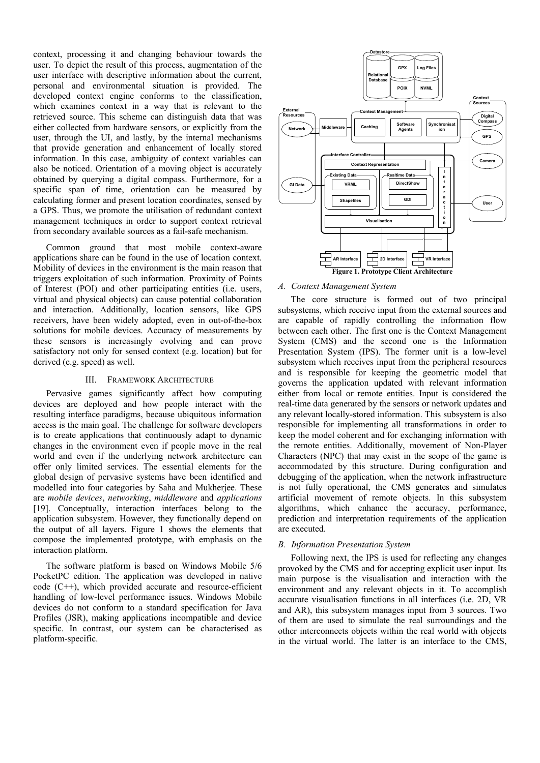context, processing it and changing behaviour towards the user. To depict the result of this process, augmentation of the user interface with descriptive information about the current, personal and environmental situation is provided. The developed context engine conforms to the classification, which examines context in a way that is relevant to the retrieved source. This scheme can distinguish data that was either collected from hardware sensors, or explicitly from the user, through the UI, and lastly, by the internal mechanisms that provide generation and enhancement of locally stored information. In this case, ambiguity of context variables can also be noticed. Orientation of a moving object is accurately obtained by querying a digital compass. Furthermore, for a specific span of time, orientation can be measured by calculating former and present location coordinates, sensed by a GPS. Thus, we promote the utilisation of redundant context management techniques in order to support context retrieval from secondary available sources as a fail-safe mechanism.

Common ground that most mobile context-aware applications share can be found in the use of location context. Mobility of devices in the environment is the main reason that triggers exploitation of such information. Proximity of Points of Interest (POI) and other participating entities (i.e. users, virtual and physical objects) can cause potential collaboration and interaction. Additionally, location sensors, like GPS receivers, have been widely adopted, even in out-of-the-box solutions for mobile devices. Accuracy of measurements by these sensors is increasingly evolving and can prove satisfactory not only for sensed context (e.g. location) but for derived (e.g. speed) as well.

## III. Framework Architecture

Pervasive games significantly affect how computing devices are deployed and how people interact with the resulting interface paradigms, because ubiquitous information access is the main goal. The challenge for software developers is to create applications that continuously adapt to dynamic changes in the environment even if people move in the real world and even if the underlying network architecture can offer only limited services. The essential elements for the global design of pervasive systems have been identified and modelled into four categories by Saha and Mukherjee. These are *mobile devices*, *networking*, *middleware* and *applications* [19]. Conceptually, interaction interfaces belong to the application subsystem. However, they functionally depend on the output of all layers. Figure 1 shows the elements that compose the implemented prototype, with emphasis on the interaction platform.

The software platform is based on Windows Mobile 5/6 PocketPC edition. The application was developed in native code (C++), which provided accurate and resource-efficient handling of low-level performance issues. Windows Mobile devices do not conform to a standard specification for Java Profiles (JSR), making applications incompatible and device specific. In contrast, our system can be characterised as platform-specific.

**Figure 1. Prototype Client Architecture**

### A. Context Management System

The core structure is formed out of two principal subsystems, which receive input from the external sources and are capable of rapidly controlling the information flow between each other. The first one is the Context Management System (CMS) and the second one is the Information Presentation System (IPS). The former unit is a low-level subsystem which receives input from the peripheral resources and is responsible for keeping the geometric model that governs the application updated with relevant information either from local or remote entities. Input is considered the real-time data generated by the sensors or network updates and any relevant locally-stored information. This subsystem is also responsible for implementing all transformations in order to keep the model coherent and for exchanging information with the remote entities. Additionally, movement of Non-Player Characters (NPC) that may exist in the scope of the game is accommodated by this structure. During configuration and debugging of the application, when the network infrastructure is not fully operational, the CMS generates and simulates artificial movement of remote objects. In this subsystem algorithms, which enhance the accuracy, performance, prediction and interpretation requirements of the application are executed.

### B. Information Presentation System

Following next, the IPS is used for reflecting any changes provoked by the CMS and for accepting explicit user input. Its main purpose is the visualisation and interaction with the environment and any relevant objects in it. To accomplish accurate visualisation functions in all interfaces (i.e. 2D, VR and AR), this subsystem manages input from 3 sources. Two of them are used to simulate the real surroundings and the other interconnects objects within the real world with objects in the virtual world. The latter is an interface to the CMS,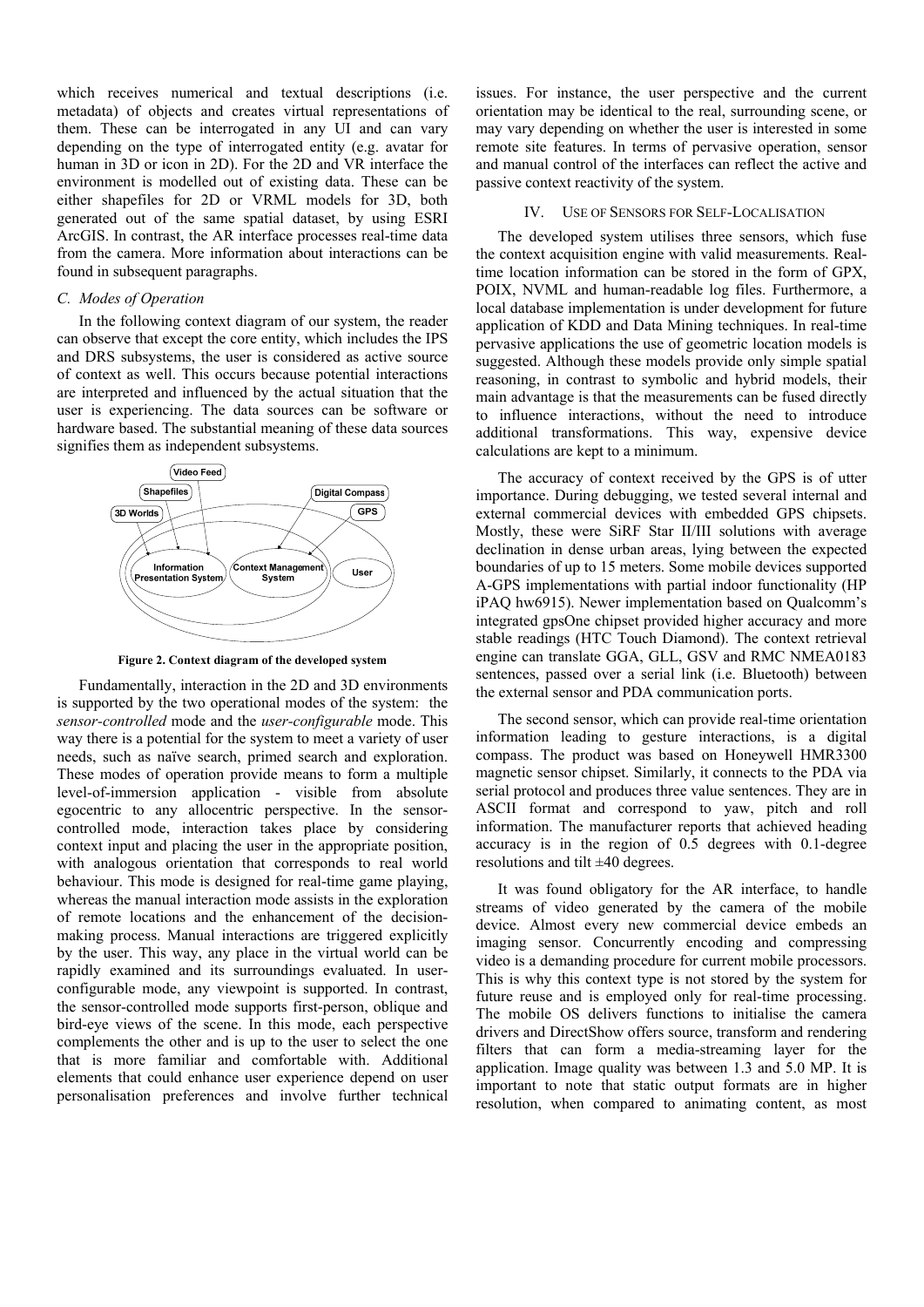which receives numerical and textual descriptions (i.e. metadata) of objects and creates virtual representations of them. These can be interrogated in any UI and can vary depending on the type of interrogated entity (e.g. avatar for human in 3D or icon in 2D). For the 2D and VR interface the environment is modelled out of existing data. These can be either shapefiles for 2D or VRML models for 3D, both generated out of the same spatial dataset, by using ESRI ArcGIS. In contrast, the AR interface processes real-time data from the camera. More information about interactions can be found in subsequent paragraphs.

### C. Modes of Operation

In the following context diagram of our system, the reader can observe that except the core entity, which includes the IPS and DRS subsystems, the user is considered as active source of context as well. This occurs because potential interactions are interpreted and influenced by the actual situation that the user is experiencing. The data sources can be software or hardware based. The substantial meaning of these data sources signifies them as independent subsystems.

Video Feed
Shapefiles
3D Worlds
Digital Compass
GPS
Information Presentation System
Context Management System
User

**Figure 2. Context diagram of the developed system**

Fundamentally, interaction in the 2D and 3D environments is supported by the two operational modes of the system: the *sensor-controlled* mode and the *user-configurable* mode. This way there is a potential for the system to meet a variety of user needs, such as naïve search, primed search and exploration. These modes of operation provide means to form a multiple level-of-immersion application - visible from absolute egocentric to any allocentric perspective. In the sensor-controlled mode, interaction takes place by considering context input and placing the user in the appropriate position, with analogous orientation that corresponds to real world behaviour. This mode is designed for real-time game playing, whereas the manual interaction mode assists in the exploration of remote locations and the enhancement of the decision-making process. Manual interactions are triggered explicitly by the user. This way, any place in the virtual world can be rapidly examined and its surroundings evaluated. In user-configurable mode, any viewpoint is supported. In contrast, the sensor-controlled mode supports first-person, oblique and bird-eye views of the scene. In this mode, each perspective complements the other and is up to the user to select the one that is more familiar and comfortable with. Additional elements that could enhance user experience depend on user personalisation preferences and involve further technical issues. For instance, the user perspective and the current orientation may be identical to the real, surrounding scene, or may vary depending on whether the user is interested in some remote site features. In terms of pervasive operation, sensor and manual control of the interfaces can reflect the active and passive context reactivity of the system.

## IV. Use of Sensors for Self-Localisation

The developed system utilises three sensors, which fuse the context acquisition engine with valid measurements. Real-time location information can be stored in the form of GPX, POIX, NVML and human-readable log files. Furthermore, a local database implementation is under development for future application of KDD and Data Mining techniques. In real-time pervasive applications the use of geometric location models is suggested. Although these models provide only simple spatial reasoning, in contrast to symbolic and hybrid models, their main advantage is that the measurements can be fused directly to influence interactions, without the need to introduce additional transformations. This way, expensive device calculations are kept to a minimum.

The accuracy of context received by the GPS is of utter importance. During debugging, we tested several internal and external commercial devices with embedded GPS chipsets. Mostly, these were SiRF Star II/III solutions with average declination in dense urban areas, lying between the expected boundaries of up to 15 meters. Some mobile devices supported A-GPS implementations with partial indoor functionality (HP iPAQ hw6915). Newer implementation based on Qualcomm's integrated gpsOne chipset provided higher accuracy and more stable readings (HTC Touch Diamond). The context retrieval engine can translate GGA, GLL, GSV and RMC NMEA0183 sentences, passed over a serial link (i.e. Bluetooth) between the external sensor and PDA communication ports.

The second sensor, which can provide real-time orientation information leading to gesture interactions, is a digital compass. The product was based on Honeywell HMR3300 magnetic sensor chipset. Similarly, it connects to the PDA via serial protocol and produces three value sentences. They are in ASCII format and correspond to yaw, pitch and roll information. The manufacturer reports that achieved heading accuracy is in the region of 0.5 degrees with 0.1-degree resolutions and tilt ±40 degrees.

It was found obligatory for the AR interface, to handle streams of video generated by the camera of the mobile device. Almost every new commercial device embeds an imaging sensor. Concurrently encoding and compressing video is a demanding procedure for current mobile processors. This is why this context type is not stored by the system for future reuse and is employed only for real-time processing. The mobile OS delivers functions to initialise the camera drivers and DirectShow offers source, transform and rendering filters that can form a media-streaming layer for the application. Image quality was between 1.3 and 5.0 MP. It is important to note that static output formats are in higher resolution, when compared to animating content, as most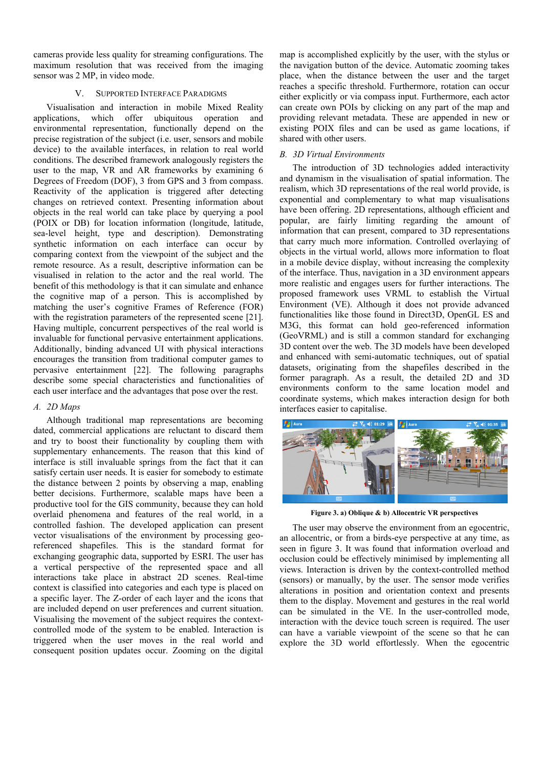cameras provide less quality for streaming configurations. The maximum resolution that was received from the imaging sensor was 2 MP, in video mode.

## V. Supported Interface Paradigms

Visualisation and interaction in mobile Mixed Reality applications, which offer ubiquitous operation and environmental representation, functionally depend on the precise registration of the subject (i.e. user, sensors and mobile device) to the available interfaces, in relation to real world conditions. The described framework analogously registers the user to the map, VR and AR frameworks by examining 6 Degrees of Freedom (DOF), 3 from GPS and 3 from compass. Reactivity of the application is triggered after detecting changes on retrieved context. Presenting information about objects in the real world can take place by querying a pool (POIX or DB) for location information (longitude, latitude, sea-level height, type and description). Demonstrating synthetic information on each interface can occur by comparing context from the viewpoint of the subject and the remote resource. As a result, descriptive information can be visualised in relation to the actor and the real world. The benefit of this methodology is that it can simulate and enhance the cognitive map of a person. This is accomplished by matching the user's cognitive Frames of Reference (FOR) with the registration parameters of the represented scene [21]. Having multiple, concurrent perspectives of the real world is invaluable for functional pervasive entertainment applications. Additionally, binding advanced UI with physical interactions encourages the transition from traditional computer games to pervasive entertainment [22]. The following paragraphs describe some special characteristics and functionalities of each user interface and the advantages that pose over the rest.

### A. 2D Maps

Although traditional map representations are becoming dated, commercial applications are reluctant to discard them and try to boost their functionality by coupling them with supplementary enhancements. The reason that this kind of interface is still invaluable springs from the fact that it can satisfy certain user needs. It is easier for somebody to estimate the distance between 2 points by observing a map, enabling better decisions. Furthermore, scalable maps have been a productive tool for the GIS community, because they can hold overlaid phenomena and features of the real world, in a controlled fashion. The developed application can present vector visualisations of the environment by processing geo-referenced shapefiles. This is the standard format for exchanging geographic data, supported by ESRI. The user has a vertical perspective of the represented space and all interactions take place in abstract 2D scenes. Real-time context is classified into categories and each type is placed on a specific layer. The Z-order of each layer and the icons that are included depend on user preferences and current situation. Visualising the movement of the subject requires the context-controlled mode of the system to be enabled. Interaction is triggered when the user moves in the real world and consequent position updates occur. Zooming on the digital map is accomplished explicitly by the user, with the stylus or the navigation button of the device. Automatic zooming takes place, when the distance between the user and the target reaches a specific threshold. Furthermore, rotation can occur either explicitly or via compass input. Furthermore, each actor can create own POIs by clicking on any part of the map and providing relevant metadata. These are appended in new or existing POIX files and can be used as game locations, if shared with other users.

### B. 3D Virtual Environments

The introduction of 3D technologies added interactivity and dynamism in the visualisation of spatial information. The realism, which 3D representations of the real world provide, is exponential and complementary to what map visualisations have been offering. 2D representations, although efficient and popular, are fairly limiting regarding the amount of information that can present, compared to 3D representations that carry much more information. Controlled overlaying of objects in the virtual world, allows more information to float in a mobile device display, without increasing the complexity of the interface. Thus, navigation in a 3D environment appears more realistic and engages users for further interactions. The proposed framework uses VRML to establish the Virtual Environment (VE). Although it does not provide advanced functionalities like those found in Direct3D, OpenGL ES and M3G, this format can hold geo-referenced information (GeoVRML) and is still a common standard for exchanging 3D content over the web. The 3D models have been developed and enhanced with semi-automatic techniques, out of spatial datasets, originating from the shapefiles described in the former paragraph. As a result, the detailed 2D and 3D environments conform to the same location model and coordinate systems, which makes interaction design for both interfaces easier to capitalise.

**Figure 3. a) Oblique & b) Allocentric VR perspectives**

The user may observe the environment from an egocentric, an allocentric, or from a birds-eye perspective at any time, as seen in figure 3. It was found that information overload and occlusion could be effectively minimised by implementing all views. Interaction is driven by the context-controlled method (sensors) or manually, by the user. The sensor mode verifies alterations in position and orientation context and presents them to the display. Movement and gestures in the real world can be simulated in the VE. In the user-controlled mode, interaction with the device touch screen is required. The user can have a variable viewpoint of the scene so that he can explore the 3D world effortlessly. When the egocentric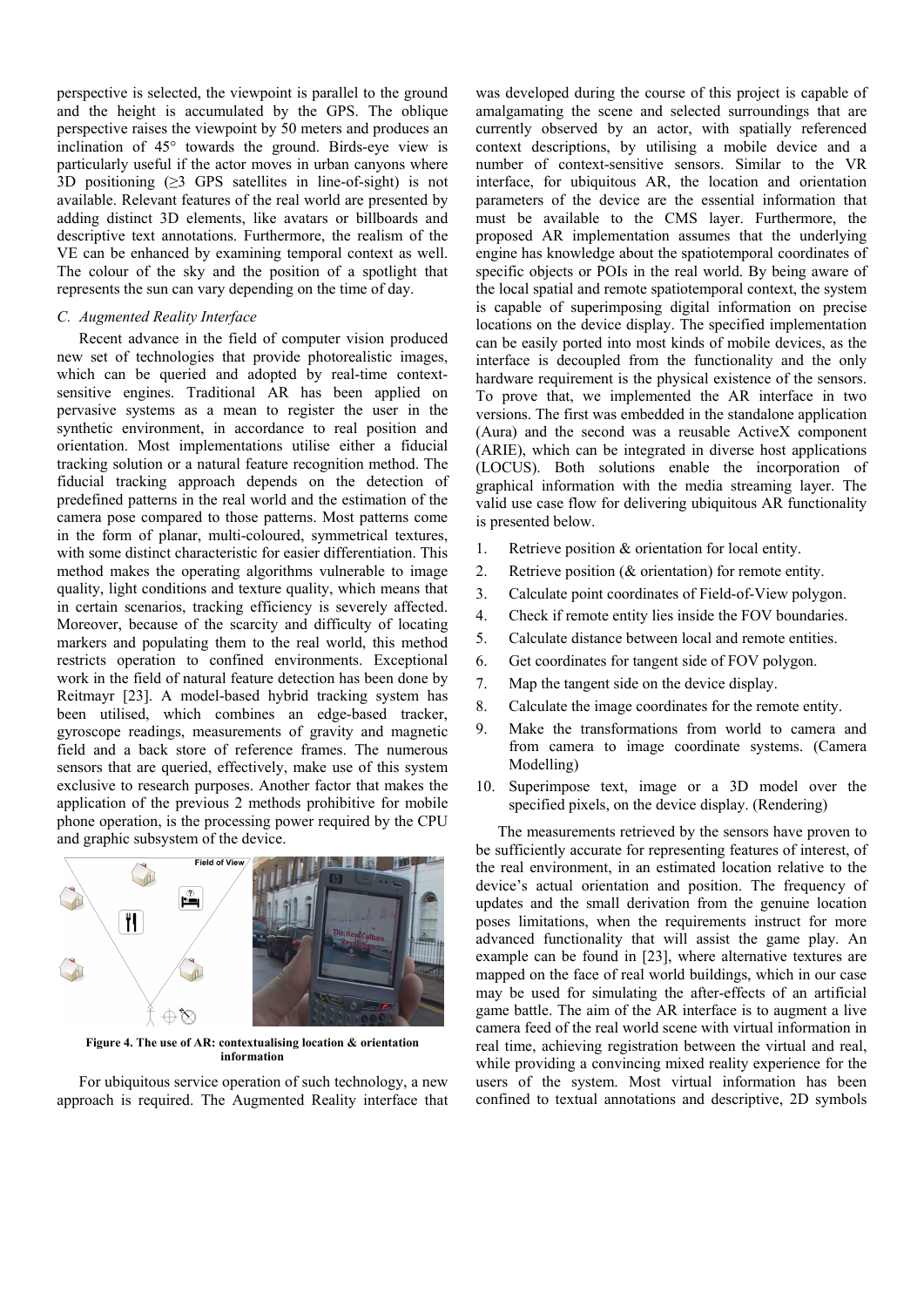perspective is selected, the viewpoint is parallel to the ground and the height is accumulated by the GPS. The oblique perspective raises the viewpoint by 50 meters and produces an inclination of 45° towards the ground. Birds-eye view is particularly useful if the actor moves in urban canyons where 3D positioning (≥3 GPS satellites in line-of-sight) is not available. Relevant features of the real world are presented by adding distinct 3D elements, like avatars or billboards and descriptive text annotations. Furthermore, the realism of the VE can be enhanced by examining temporal context as well. The colour of the sky and the position of a spotlight that represents the sun can vary depending on the time of day.

### *C. Augmented Reality Interface*

Recent advance in the field of computer vision produced new set of technologies that provide photorealistic images, which can be queried and adopted by real-time context-sensitive engines. Traditional AR has been applied on pervasive systems as a mean to register the user in the synthetic environment, in accordance to real position and orientation. Most implementations utilise either a fiducial tracking solution or a natural feature recognition method. The fiducial tracking approach depends on the detection of predefined patterns in the real world and the estimation of the camera pose compared to those patterns. Most patterns come in the form of planar, multi-coloured, symmetrical textures, with some distinct characteristic for easier differentiation. This method makes the operating algorithms vulnerable to image quality, light conditions and texture quality, which means that in certain scenarios, tracking efficiency is severely affected. Moreover, because of the scarcity and difficulty of locating markers and populating them to the real world, this method restricts operation to confined environments. Exceptional work in the field of natural feature detection has been done by Reitmayr [23]. A model-based hybrid tracking system has been utilised, which combines an edge-based tracker, gyroscope readings, measurements of gravity and magnetic field and a back store of reference frames. The numerous sensors that are queried, effectively, make use of this system exclusive to research purposes. Another factor that makes the application of the previous 2 methods prohibitive for mobile phone operation, is the processing power required by the CPU and graphic subsystem of the device.

**Figure 4. The use of AR: contextualising location & orientation information**

For ubiquitous service operation of such technology, a new approach is required. The Augmented Reality interface that was developed during the course of this project is capable of amalgamating the scene and selected surroundings that are currently observed by an actor, with spatially referenced context descriptions, by utilising a mobile device and a number of context-sensitive sensors. Similar to the VR interface, for ubiquitous AR, the location and orientation parameters of the device are the essential information that must be available to the CMS layer. Furthermore, the proposed AR implementation assumes that the underlying engine has knowledge about the spatiotemporal coordinates of specific objects or POIs in the real world. By being aware of the local spatial and remote spatiotemporal context, the system is capable of superimposing digital information on precise locations on the device display. The specified implementation can be easily ported into most kinds of mobile devices, as the interface is decoupled from the functionality and the only hardware requirement is the physical existence of the sensors. To prove that, we implemented the AR interface in two versions. The first was embedded in the standalone application (Aura) and the second was a reusable ActiveX component (ARIE), which can be integrated in diverse host applications (LOCUS). Both solutions enable the incorporation of graphical information with the media streaming layer. The valid use case flow for delivering ubiquitous AR functionality is presented below.

1. Retrieve position & orientation for local entity.
2. Retrieve position (& orientation) for remote entity.
3. Calculate point coordinates of Field-of-View polygon.
4. Check if remote entity lies inside the FOV boundaries.
5. Calculate distance between local and remote entities.
6. Get coordinates for tangent side of FOV polygon.
7. Map the tangent side on the device display.
8. Calculate the image coordinates for the remote entity.
9. Make the transformations from world to camera and from camera to image coordinate systems. (Camera Modelling)
10. Superimpose text, image or a 3D model over the specified pixels, on the device display. (Rendering)

The measurements retrieved by the sensors have proven to be sufficiently accurate for representing features of interest, of the real environment, in an estimated location relative to the device's actual orientation and position. The frequency of updates and the small derivation from the genuine location poses limitations, when the requirements instruct for more advanced functionality that will assist the game play. An example can be found in [23], where alternative textures are mapped on the face of real world buildings, which in our case may be used for simulating the after-effects of an artificial game battle. The aim of the AR interface is to augment a live camera feed of the real world scene with virtual information in real time, achieving registration between the virtual and real, while providing a convincing mixed reality experience for the users of the system. Most virtual information has been confined to textual annotations and descriptive, 2D symbols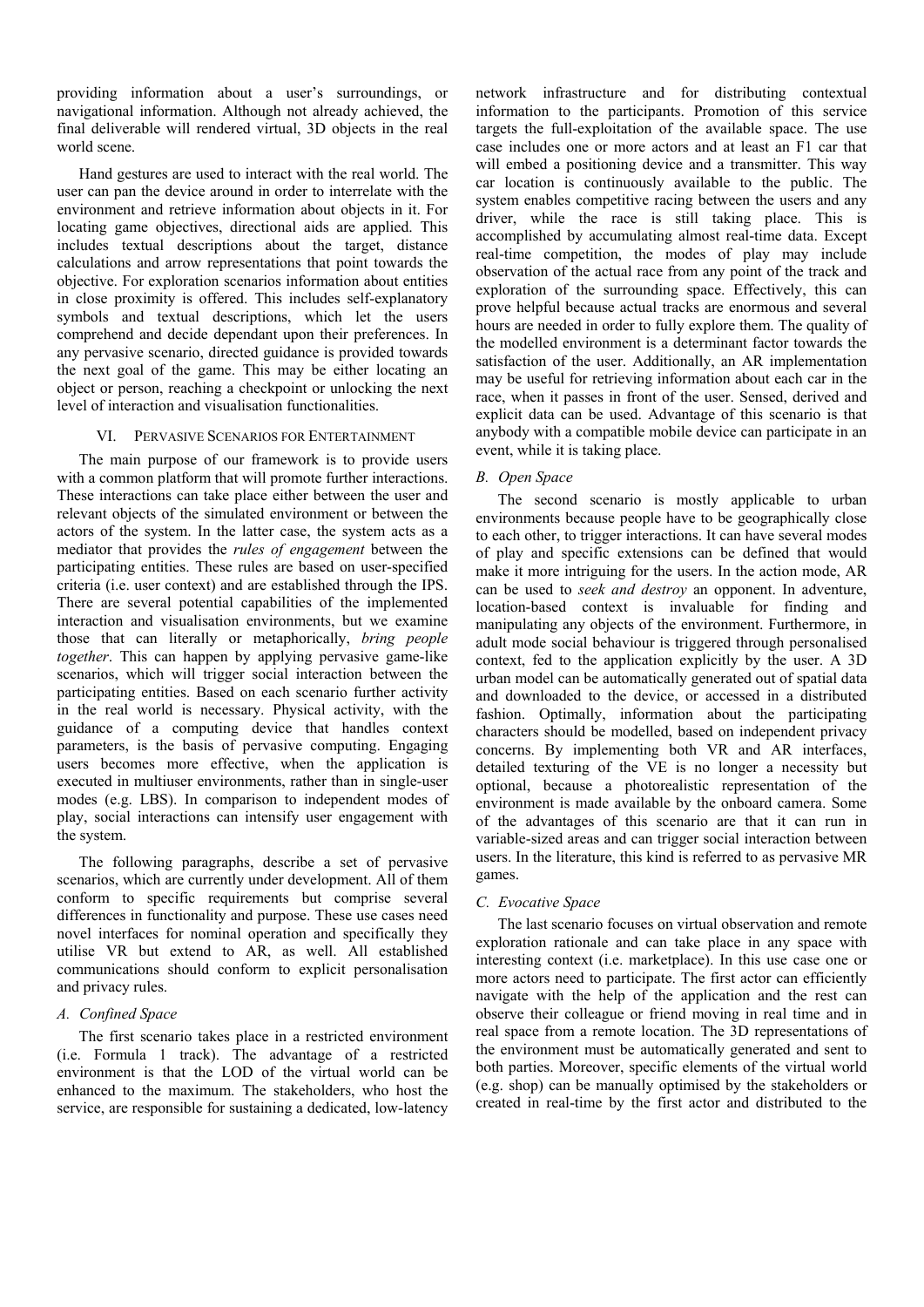providing information about a user's surroundings, or navigational information. Although not already achieved, the final deliverable will rendered virtual, 3D objects in the real world scene.

Hand gestures are used to interact with the real world. The user can pan the device around in order to interrelate with the environment and retrieve information about objects in it. For locating game objectives, directional aids are applied. This includes textual descriptions about the target, distance calculations and arrow representations that point towards the objective. For exploration scenarios information about entities in close proximity is offered. This includes self-explanatory symbols and textual descriptions, which let the users comprehend and decide dependant upon their preferences. In any pervasive scenario, directed guidance is provided towards the next goal of the game. This may be either locating an object or person, reaching a checkpoint or unlocking the next level of interaction and visualisation functionalities.

## VI. Pervasive Scenarios for Entertainment

The main purpose of our framework is to provide users with a common platform that will promote further interactions. These interactions can take place either between the user and relevant objects of the simulated environment or between the actors of the system. In the latter case, the system acts as a mediator that provides the *rules of engagement* between the participating entities. These rules are based on user-specified criteria (i.e. user context) and are established through the IPS. There are several potential capabilities of the implemented interaction and visualisation environments, but we examine those that can literally or metaphorically, *bring people together*. This can happen by applying pervasive game-like scenarios, which will trigger social interaction between the participating entities. Based on each scenario further activity in the real world is necessary. Physical activity, with the guidance of a computing device that handles context parameters, is the basis of pervasive computing. Engaging users becomes more effective, when the application is executed in multiuser environments, rather than in single-user modes (e.g. LBS). In comparison to independent modes of play, social interactions can intensify user engagement with the system.

The following paragraphs, describe a set of pervasive scenarios, which are currently under development. All of them conform to specific requirements but comprise several differences in functionality and purpose. These use cases need novel interfaces for nominal operation and specifically they utilise VR but extend to AR, as well. All established communications should conform to explicit personalisation and privacy rules.

### A. Confined Space

The first scenario takes place in a restricted environment (i.e. Formula 1 track). The advantage of a restricted environment is that the LOD of the virtual world can be enhanced to the maximum. The stakeholders, who host the service, are responsible for sustaining a dedicated, low-latency network infrastructure and for distributing contextual information to the participants. Promotion of this service targets the full-exploitation of the available space. The use case includes one or more actors and at least an F1 car that will embed a positioning device and a transmitter. This way car location is continuously available to the public. The system enables competitive racing between the users and any driver, while the race is still taking place. This is accomplished by accumulating almost real-time data. Except real-time competition, the modes of play may include observation of the actual race from any point of the track and exploration of the surrounding space. Effectively, this can prove helpful because actual tracks are enormous and several hours are needed in order to fully explore them. The quality of the modelled environment is a determinant factor towards the satisfaction of the user. Additionally, an AR implementation may be useful for retrieving information about each car in the race, when it passes in front of the user. Sensed, derived and explicit data can be used. Advantage of this scenario is that anybody with a compatible mobile device can participate in an event, while it is taking place.

### B. Open Space

The second scenario is mostly applicable to urban environments because people have to be geographically close to each other, to trigger interactions. It can have several modes of play and specific extensions can be defined that would make it more intriguing for the users. In the action mode, AR can be used to *seek and destroy* an opponent. In adventure, location-based context is invaluable for finding and manipulating any objects of the environment. Furthermore, in adult mode social behaviour is triggered through personalised context, fed to the application explicitly by the user. A 3D urban model can be automatically generated out of spatial data and downloaded to the device, or accessed in a distributed fashion. Optimally, information about the participating characters should be modelled, based on independent privacy concerns. By implementing both VR and AR interfaces, detailed texturing of the VE is no longer a necessity but optional, because a photorealistic representation of the environment is made available by the onboard camera. Some of the advantages of this scenario are that it can run in variable-sized areas and can trigger social interaction between users. In the literature, this kind is referred to as pervasive MR games.

### C. Evocative Space

The last scenario focuses on virtual observation and remote exploration rationale and can take place in any space with interesting context (i.e. marketplace). In this use case one or more actors need to participate. The first actor can efficiently navigate with the help of the application and the rest can observe their colleague or friend moving in real time and in real space from a remote location. The 3D representations of the environment must be automatically generated and sent to both parties. Moreover, specific elements of the virtual world (e.g. shop) can be manually optimised by the stakeholders or created in real-time by the first actor and distributed to the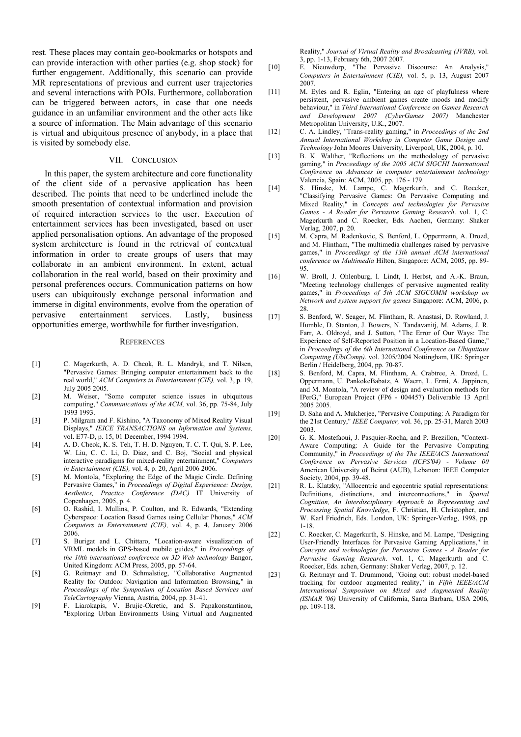rest. These places may contain geo-bookmarks or hotspots and can provide interaction with other parties (e.g. shop stock) for further engagement. Additionally, this scenario can provide MR representations of previous and current user trajectories and several interactions with POIs. Furthermore, collaboration can be triggered between actors, in case that one needs guidance in an unfamiliar environment and the other acts like a source of information. The Main advantage of this scenario is virtual and ubiquitous presence of anybody, in a place that is visited by somebody else.

## VII. Conclusion

In this paper, the system architecture and core functionality of the client side of a pervasive application has been described. The points that need to be underlined include the smooth presentation of contextual information and provision of required interaction services to the user. Execution of entertainment services has been investigated, based on user applied personalisation options. An advantage of the proposed system architecture is found in the retrieval of contextual information in order to create groups of users that may collaborate in an ambient environment. In extent, actual collaboration in the real world, based on their proximity and personal preferences occurs. Communication patterns on how users can ubiquitously exchange personal information and immerse in digital environments, evolve from the operation of pervasive entertainment services. Lastly, business opportunities emerge, worthwhile for further investigation.

## References

[1] C. Magerkurth, A. D. Cheok, R. L. Mandryk, and T. Nilsen, "Pervasive Games: Bringing computer entertainment back to the real world," *ACM Computers in Entertainment (CIE),* vol. 3, p. 19, July 2005 2005.

[2] M. Weiser, "Some computer science issues in ubiquitous computing," *Communications of the ACM,* vol. 36, pp. 75-84, July 1993 1993.

[3] P. Milgram and F. Kishino, "A Taxonomy of Mixed Reality Visual Displays," *IEICE TRANSACTIONS on Information and Systems,* vol. E77-D, p. 15, 01 December, 1994 1994.

[4] A. D. Cheok, K. S. Teh, T. H. D. Nguyen, T. C. T. Qui, S. P. Lee, W. Liu, C. C. Li, D. Diaz, and C. Boj, "Social and physical interactive paradigms for mixed-reality entertainment," *Computers in Entertainment (CIE),* vol. 4, p. 20, April 2006 2006.

[5] M. Montola, "Exploring the Edge of the Magic Circle. Defining Pervasive Games," in *Proceedings of Digital Experience: Design, Aesthetics, Practice Conference (DAC)* IT University of Copenhagen, 2005, p. 4.

[6] O. Rashid, I. Mullins, P. Coulton, and R. Edwards, "Extending Cyberspace: Location Based Games using Cellular Phones," *ACM Computers in Entertainment (CIE),* vol. 4, p. 4, January 2006 2006.

[7] S. Burigat and L. Chittaro, "Location-aware visualization of VRML models in GPS-based mobile guides," in *Proceedings of the 10th international conference on 3D Web technology* Bangor, United Kingdom: ACM Press, 2005, pp. 57-64.

[8] G. Reitmayr and D. Schmalstieg, "Collaborative Augmented Reality for Outdoor Navigation and Information Browsing," in *Proceedings of the Symposium of Location Based Services and TeleCartography* Vienna, Austria, 2004, pp. 31-41.

[9] F. Liarokapis, V. Brujic-Okretic, and S. Papakonstantinou, "Exploring Urban Environments Using Virtual and Augmented Reality," *Journal of Virtual Reality and Broadcasting (JVRB),* vol. 3, pp. 1-13, February 6th, 2007 2007.

[10] E. Nieuwdorp, "The Pervasive Discourse: An Analysis," *Computers in Entertainment (CIE),* vol. 5, p. 13, August 2007 2007.

[11] M. Eyles and R. Eglin, "Entering an age of playfulness where persistent, pervasive ambient games create moods and modify behaviour," in *Third International Conference on Games Research and Development 2007 (CyberGames 2007)* Manchester Metropolitan University, U.K., 2007.

[12] C. A. Lindley, "Trans-reality gaming," in *Proceedings of the 2nd Annual International Workshop in Computer Game Design and Technology* John Moores University, Liverpool, UK, 2004, p. 10.

[13] B. K. Walther, "Reflections on the methodology of pervasive gaming," in *Proceedings of the 2005 ACM SIGCHI International Conference on Advances in computer entertainment technology* Valencia, Spain: ACM, 2005, pp. 176 - 179.

[14] S. Hinske, M. Lampe, C. Magerkurth, and C. Roecker, "Classifying Pervasive Games: On Pervasive Computing and Mixed Reality," in *Concepts and technologies for Pervasive Games - A Reader for Pervasive Gaming Research*. vol. 1, C. Magerkurth and C. Roecker, Eds. Aachen, Germany: Shaker Verlag, 2007, p. 20.

[15] M. Capra, M. Radenkovic, S. Benford, L. Oppermann, A. Drozd, and M. Flintham, "The multimedia challenges raised by pervasive games," in *Proceedings of the 13th annual ACM international conference on Multimedia* Hilton, Singapore: ACM, 2005, pp. 89-95.

[16] W. Broll, J. Ohlenburg, I. Lindt, I. Herbst, and A.-K. Braun, "Meeting technology challenges of pervasive augmented reality games," in *Proceedings of 5th ACM SIGCOMM workshop on Network and system support for games* Singapore: ACM, 2006, p. 28.

[17] S. Benford, W. Seager, M. Flintham, R. Anastasi, D. Rowland, J. Humble, D. Stanton, J. Bowers, N. Tandavanitj, M. Adams, J. R. Farr, A. Oldroyd, and J. Sutton, "The Error of Our Ways: The Experience of Self-Reported Position in a Location-Based Game," in *Proceedings of the 6th International Conference on Ubiquitous Computing (UbiComp)*. vol. 3205/2004 Nottingham, UK: Springer Berlin / Heidelberg, 2004, pp. 70-87.

[18] S. Benford, M. Capra, M. Flintham, A. Crabtree, A. Drozd, L. Oppermann, U. PankokeBabatz, A. Waern, L. Ermi, A. Jäppinen, and M. Montola, "A review of design and evaluation methods for IPerG," European Project (FP6 - 004457) Deliverable 13 April 2005 2005.

[19] D. Saha and A. Mukherjee, "Pervasive Computing: A Paradigm for the 21st Century," *IEEE Computer,* vol. 36, pp. 25-31, March 2003 2003.

[20] G. K. Mostefaoui, J. Pasquier-Rocha, and P. Brezillon, "Context-Aware Computing: A Guide for the Pervasive Computing Community," in *Proceedings of the The IEEE/ACS International Conference on Pervasive Services (ICPS'04) - Volume 00* American University of Beirut (AUB), Lebanon: IEEE Computer Society, 2004, pp. 39-48.

[21] R. L. Klatzky, "Allocentric and egocentric spatial representations: Definitions, distinctions, and interconnections," in *Spatial Cognition, An Interdisciplinary Approach to Representing and Processing Spatial Knowledge*, F. Christian, H. Christopher, and W. Karl Friedrich, Eds. London, UK: Springer-Verlag, 1998, pp. 1-18.

[22] C. Roecker, C. Magerkurth, S. Hinske, and M. Lampe, "Designing User-Friendly Interfaces for Pervasive Gaming Applications," in *Concepts and technologies for Pervasive Games - A Reader for Pervasive Gaming Research*. vol. 1, C. Magerkurth and C. Roecker, Eds. achen, Germany: Shaker Verlag, 2007, p. 12.

[23] G. Reitmayr and T. Drummond, "Going out: robust model-based tracking for outdoor augmented reality," in *Fifth IEEE/ACM International Symposium on Mixed and Augmented Reality (ISMAR '06)* University of California, Santa Barbara, USA 2006, pp. 109-118.